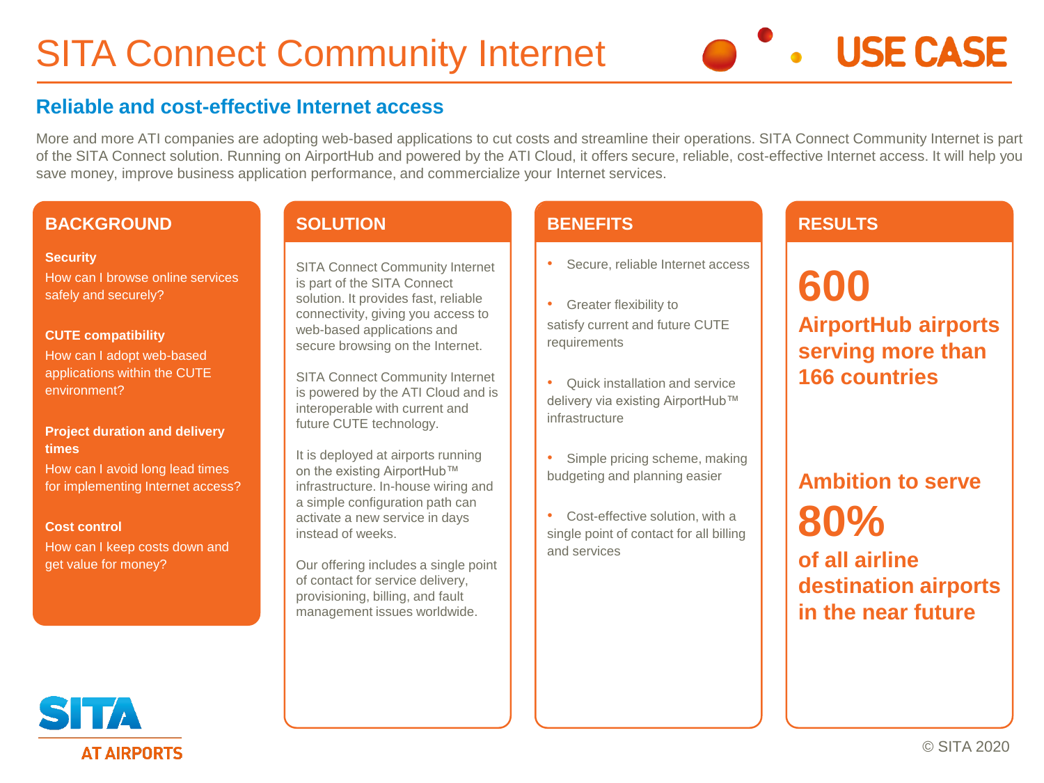# SITA Connect Community Internet

USE CASE

## Reliable and cost-effective Internet access

More and more ATI companies are adopting web-based applications to cut costs and streamline their operations. SITA Connect Community Internet is part of the SITA Connect solution. Running on AirportHub and powered by the ATI Cloud, it offers secure, reliable, cost-effective Internet access. It will help you save money, improve business application performance, and commercialize your Internet services.

### BACKGROUND

**Security**
How can I browse online services safely and securely?

**CUTE compatibility**
How can I adopt web-based applications within the CUTE environment?

**Project duration and delivery times**
How can I avoid long lead times for implementing Internet access?

**Cost control**
How can I keep costs down and get value for money?

### SOLUTION

SITA Connect Community Internet is part of the SITA Connect solution. It provides fast, reliable connectivity, giving you access to web-based applications and secure browsing on the Internet.

SITA Connect Community Internet is powered by the ATI Cloud and is interoperable with current and future CUTE technology.

It is deployed at airports running on the existing AirportHub™ infrastructure. In-house wiring and a simple configuration path can activate a new service in days instead of weeks.

Our offering includes a single point of contact for service delivery, provisioning, billing, and fault management issues worldwide.

### BENEFITS

- Secure, reliable Internet access
- Greater flexibility to satisfy current and future CUTE requirements
- Quick installation and service delivery via existing AirportHub™ infrastructure
- Simple pricing scheme, making budgeting and planning easier
- Cost-effective solution, with a single point of contact for all billing and services

### RESULTS

**600**
**AirportHub airports serving more than 166 countries**

**Ambition to serve**
**80%**
**of all airline destination airports in the near future**

SITA AT AIRPORTS

© SITA 2020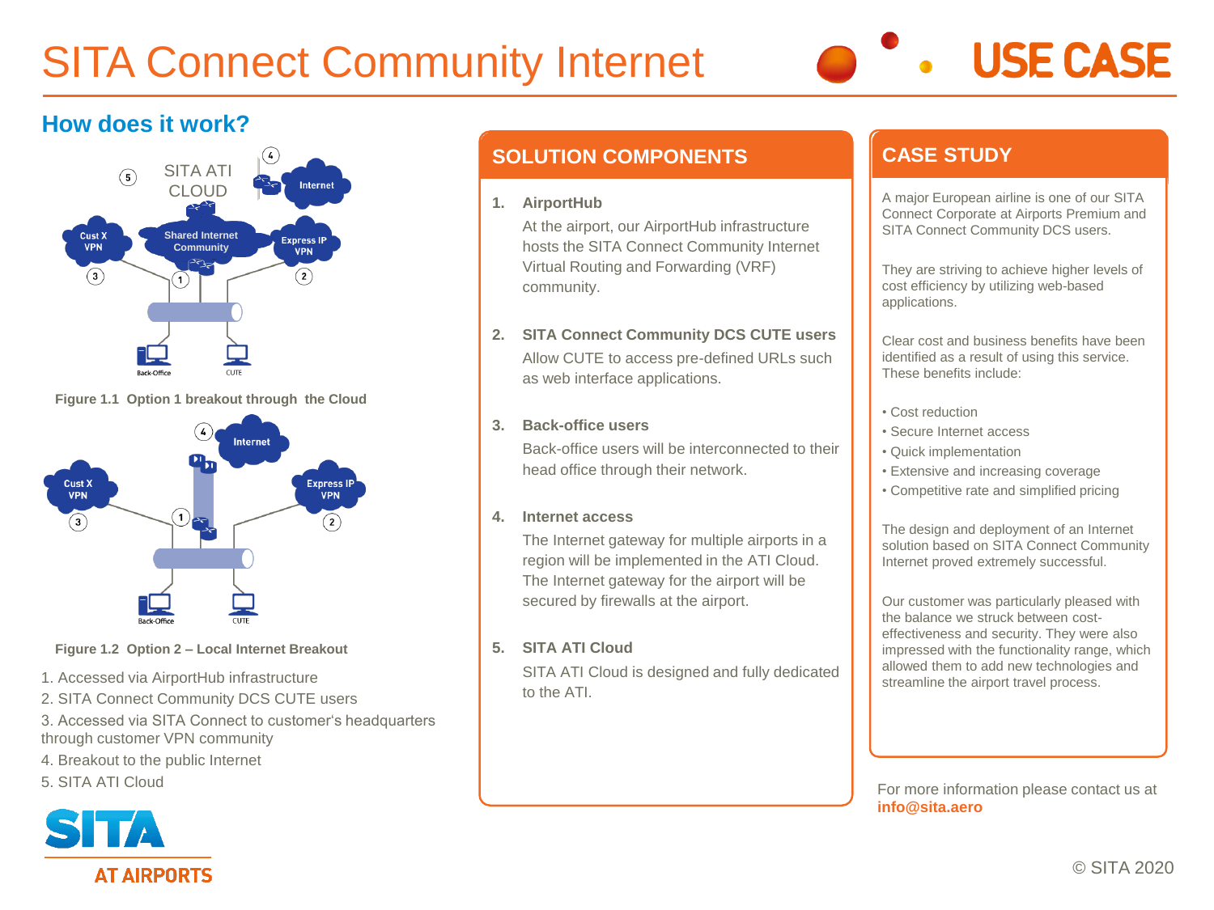# SITA Connect Community Internet

USE CASE

## How does it work?

5
SITA ATI CLOUD
4
Internet
Cust X VPN
Shared Internet Community
Express IP VPN
3
1
2
Back-Office
CUTE

Figure 1.1 Option 1 breakout through the Cloud

4
Internet
Cust X VPN
Express IP VPN
3
1
2
Back-Office
CUTE

Figure 1.2 Option 2 – Local Internet Breakout

1. Accessed via AirportHub infrastructure
2. SITA Connect Community DCS CUTE users
3. Accessed via SITA Connect to customer's headquarters through customer VPN community
4. Breakout to the public Internet
5. SITA ATI Cloud

SITA AT AIRPORTS

## SOLUTION COMPONENTS

1. **AirportHub**
   At the airport, our AirportHub infrastructure hosts the SITA Connect Community Internet Virtual Routing and Forwarding (VRF) community.

2. **SITA Connect Community DCS CUTE users**
   Allow CUTE to access pre-defined URLs such as web interface applications.

3. **Back-office users**
   Back-office users will be interconnected to their head office through their network.

4. **Internet access**
   The Internet gateway for multiple airports in a region will be implemented in the ATI Cloud. The Internet gateway for the airport will be secured by firewalls at the airport.

5. **SITA ATI Cloud**
   SITA ATI Cloud is designed and fully dedicated to the ATI.

## CASE STUDY

A major European airline is one of our SITA Connect Corporate at Airports Premium and SITA Connect Community DCS users.

They are striving to achieve higher levels of cost efficiency by utilizing web-based applications.

Clear cost and business benefits have been identified as a result of using this service. These benefits include:

- Cost reduction
- Secure Internet access
- Quick implementation
- Extensive and increasing coverage
- Competitive rate and simplified pricing

The design and deployment of an Internet solution based on SITA Connect Community Internet proved extremely successful.

Our customer was particularly pleased with the balance we struck between cost-effectiveness and security. They were also impressed with the functionality range, which allowed them to add new technologies and streamline the airport travel process.

For more information please contact us at **info@sita.aero**

© SITA 2020